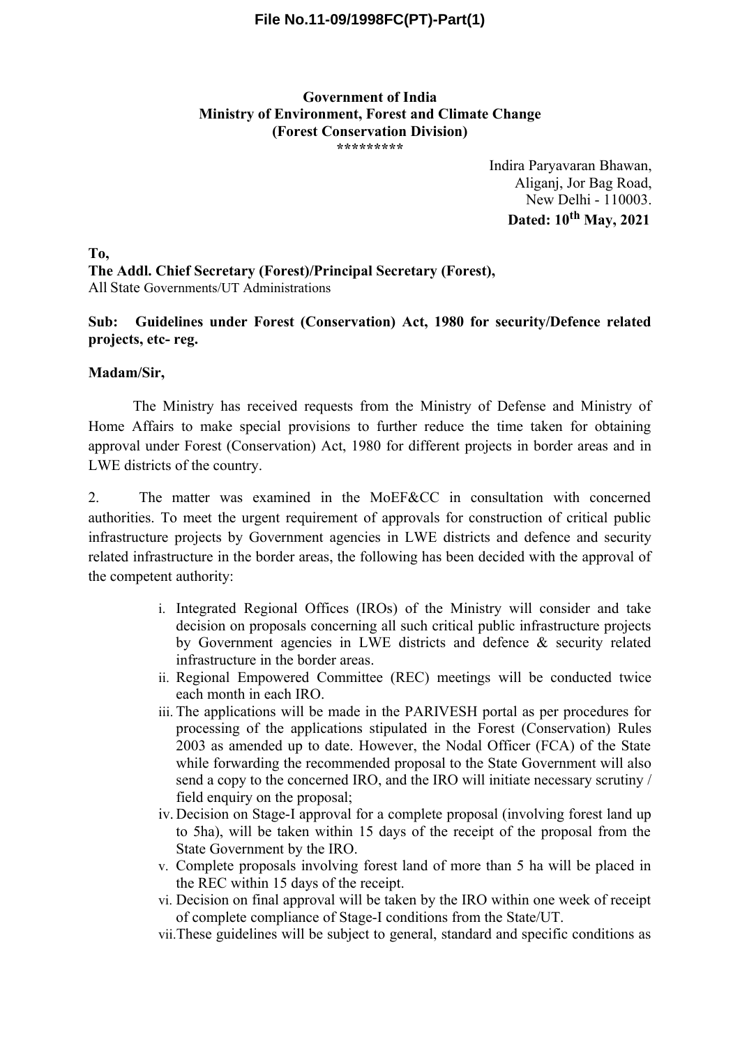**File No.11-09/1998FC(PT)-Part(1)**

**Government of India**
**Ministry of Environment, Forest and Climate Change**
**(Forest Conservation Division)**
\*\*\*\*\*\*\*\*\*

Indira Paryavaran Bhawan,
Aliganj, Jor Bag Road,
New Delhi - 110003.
**Dated: 10th May, 2021**

**To,**
**The Addl. Chief Secretary (Forest)/Principal Secretary (Forest),**
All State Governments/UT Administrations

**Sub: Guidelines under Forest (Conservation) Act, 1980 for security/Defence related projects, etc- reg.**

**Madam/Sir,**

The Ministry has received requests from the Ministry of Defense and Ministry of Home Affairs to make special provisions to further reduce the time taken for obtaining approval under Forest (Conservation) Act, 1980 for different projects in border areas and in LWE districts of the country.

2. The matter was examined in the MoEF&CC in consultation with concerned authorities. To meet the urgent requirement of approvals for construction of critical public infrastructure projects by Government agencies in LWE districts and defence and security related infrastructure in the border areas, the following has been decided with the approval of the competent authority:

i. Integrated Regional Offices (IROs) of the Ministry will consider and take decision on proposals concerning all such critical public infrastructure projects by Government agencies in LWE districts and defence & security related infrastructure in the border areas.

ii. Regional Empowered Committee (REC) meetings will be conducted twice each month in each IRO.

iii. The applications will be made in the PARIVESH portal as per procedures for processing of the applications stipulated in the Forest (Conservation) Rules 2003 as amended up to date. However, the Nodal Officer (FCA) of the State while forwarding the recommended proposal to the State Government will also send a copy to the concerned IRO, and the IRO will initiate necessary scrutiny / field enquiry on the proposal;

iv. Decision on Stage-I approval for a complete proposal (involving forest land up to 5ha), will be taken within 15 days of the receipt of the proposal from the State Government by the IRO.

v. Complete proposals involving forest land of more than 5 ha will be placed in the REC within 15 days of the receipt.

vi. Decision on final approval will be taken by the IRO within one week of receipt of complete compliance of Stage-I conditions from the State/UT.

vii. These guidelines will be subject to general, standard and specific conditions as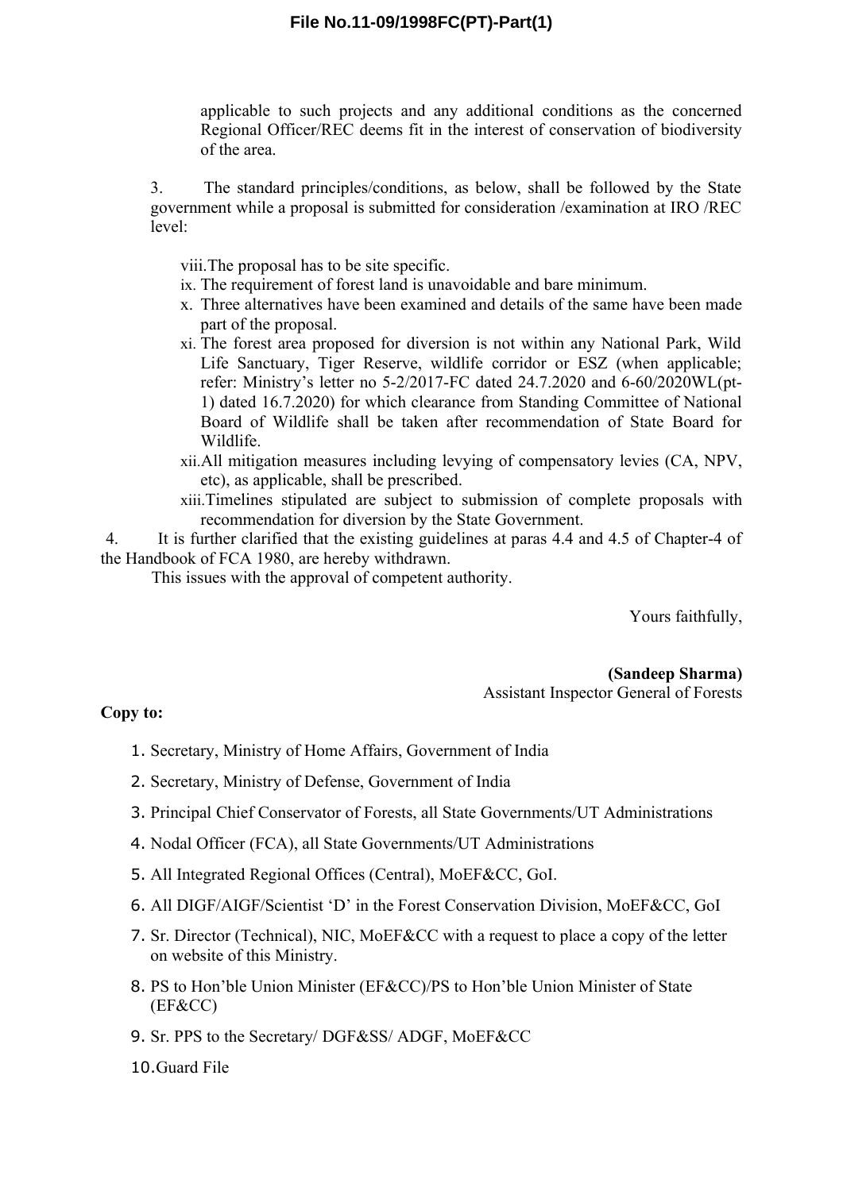applicable to such projects and any additional conditions as the concerned Regional Officer/REC deems fit in the interest of conservation of biodiversity of the area.

3. The standard principles/conditions, as below, shall be followed by the State government while a proposal is submitted for consideration /examination at IRO /REC level:

viii. The proposal has to be site specific.

ix. The requirement of forest land is unavoidable and bare minimum.

x. Three alternatives have been examined and details of the same have been made part of the proposal.

xi. The forest area proposed for diversion is not within any National Park, Wild Life Sanctuary, Tiger Reserve, wildlife corridor or ESZ (when applicable; refer: Ministry's letter no 5-2/2017-FC dated 24.7.2020 and 6-60/2020WL(pt-1) dated 16.7.2020) for which clearance from Standing Committee of National Board of Wildlife shall be taken after recommendation of State Board for Wildlife.

xii. All mitigation measures including levying of compensatory levies (CA, NPV, etc), as applicable, shall be prescribed.

xiii. Timelines stipulated are subject to submission of complete proposals with recommendation for diversion by the State Government.

4. It is further clarified that the existing guidelines at paras 4.4 and 4.5 of Chapter-4 of the Handbook of FCA 1980, are hereby withdrawn.

This issues with the approval of competent authority.

Yours faithfully,

**(Sandeep Sharma)**
Assistant Inspector General of Forests

**Copy to:**

1. Secretary, Ministry of Home Affairs, Government of India
2. Secretary, Ministry of Defense, Government of India
3. Principal Chief Conservator of Forests, all State Governments/UT Administrations
4. Nodal Officer (FCA), all State Governments/UT Administrations
5. All Integrated Regional Offices (Central), MoEF&CC, GoI.
6. All DIGF/AIGF/Scientist 'D' in the Forest Conservation Division, MoEF&CC, GoI
7. Sr. Director (Technical), NIC, MoEF&CC with a request to place a copy of the letter on website of this Ministry.
8. PS to Hon'ble Union Minister (EF&CC)/PS to Hon'ble Union Minister of State (EF&CC)
9. Sr. PPS to the Secretary/ DGF&SS/ ADGF, MoEF&CC
10. Guard File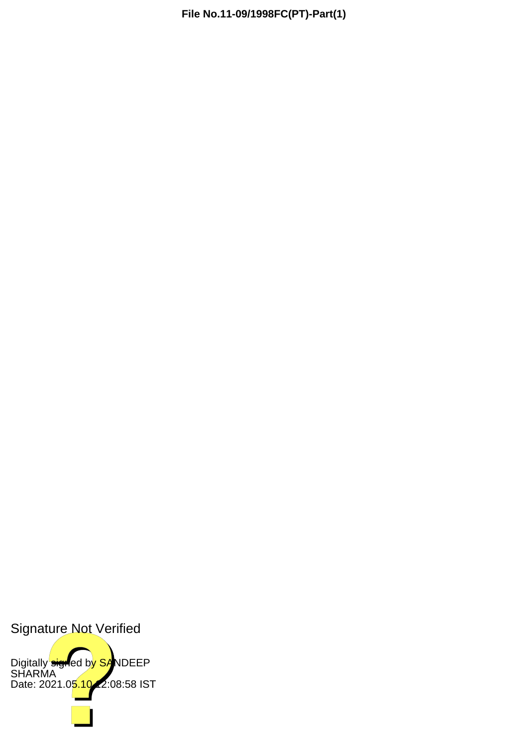File No.11-09/1998FC(PT)-Part(1)

Signature Not Verified

Digitally signed by SANDEEP SHARMA
Date: 2021.05.10 12:08:58 IST